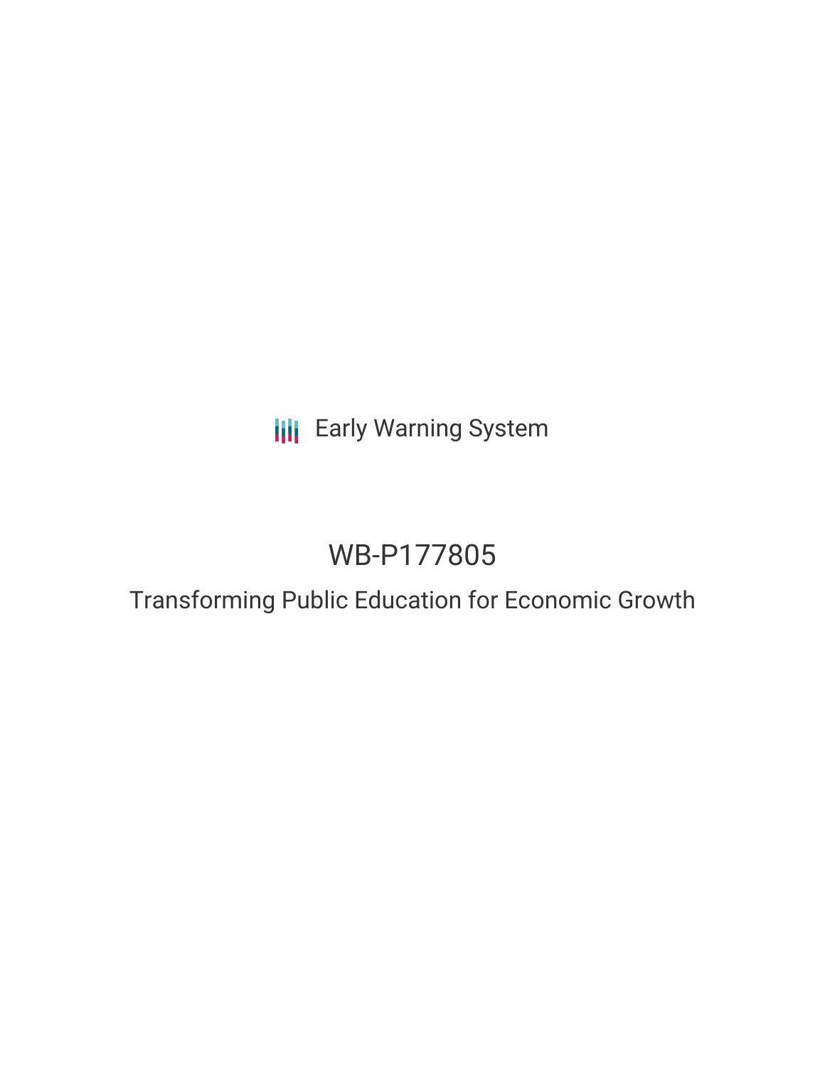Early Warning System

# WB-P177805

## Transforming Public Education for Economic Growth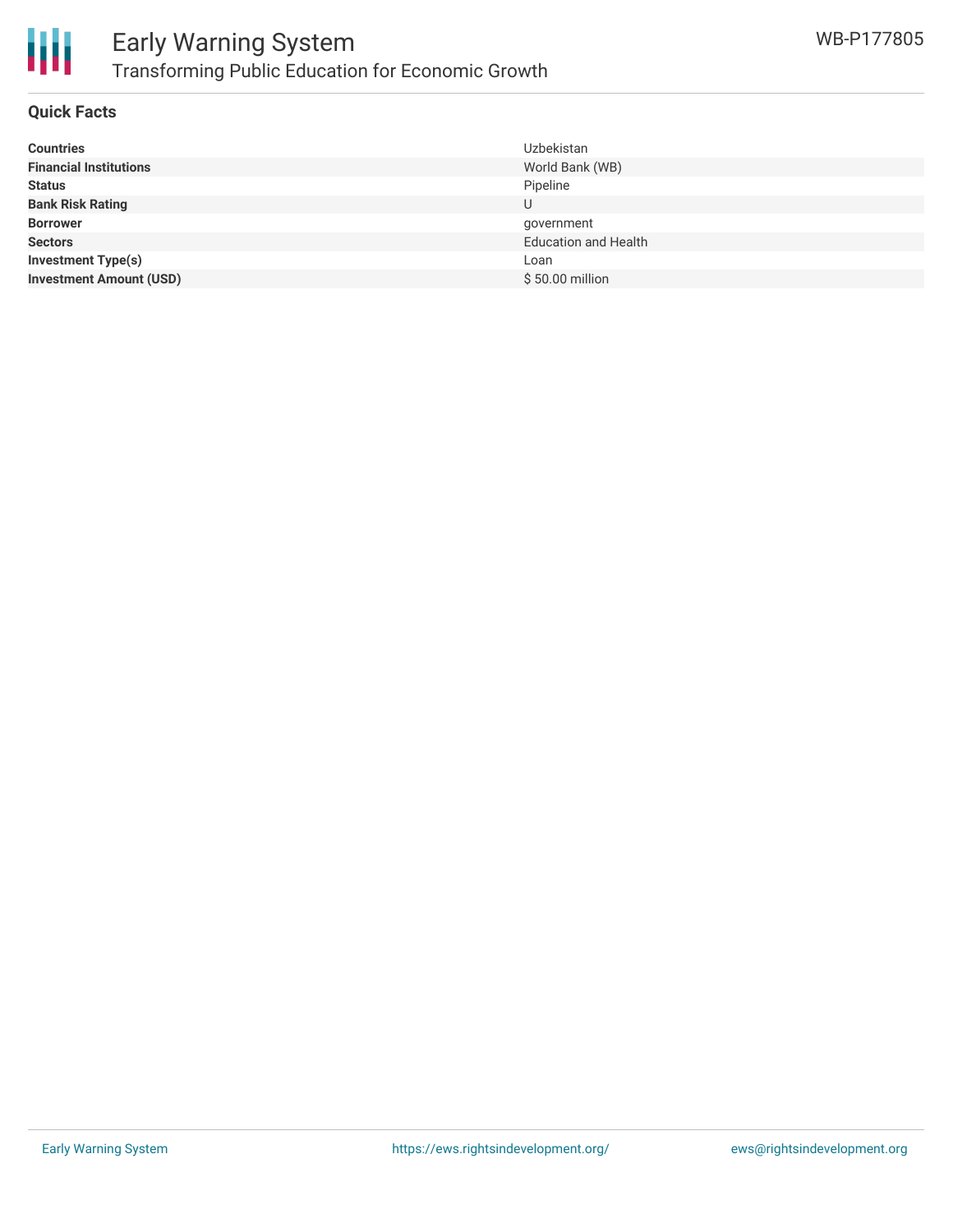# Early Warning System

## Transforming Public Education for Economic Growth

WB-P177805

### Quick Facts

| | |
|---|---|
| **Countries** | Uzbekistan |
| **Financial Institutions** | World Bank (WB) |
| **Status** | Pipeline |
| **Bank Risk Rating** | U |
| **Borrower** | government |
| **Sectors** | Education and Health |
| **Investment Type(s)** | Loan |
| **Investment Amount (USD)** | $ 50.00 million |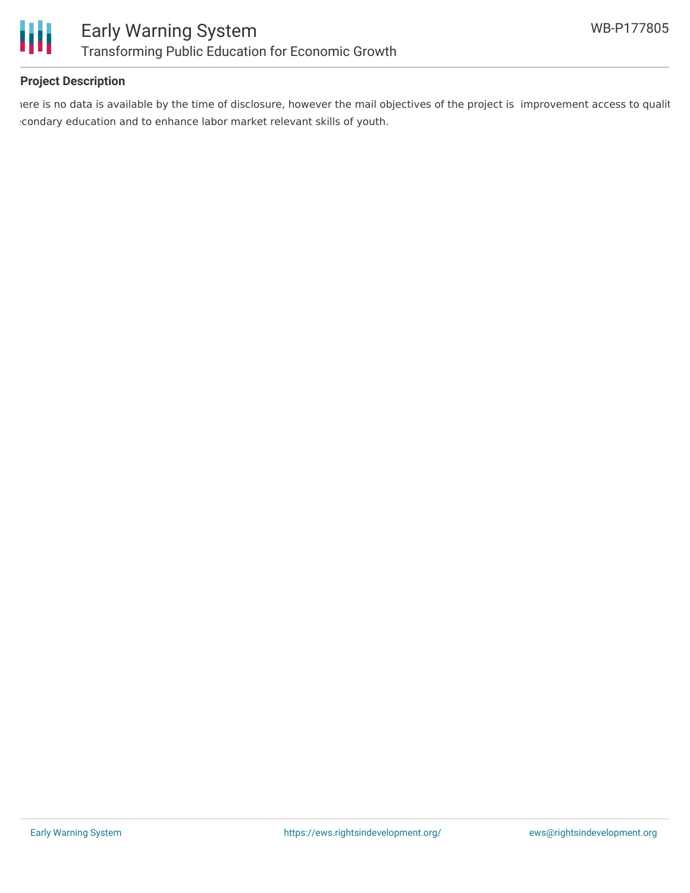## Project Description

here is no data is available by the time of disclosure, however the mail objectives of the project is  improvement access to qualit econdary education and to enhance labor market relevant skills of youth.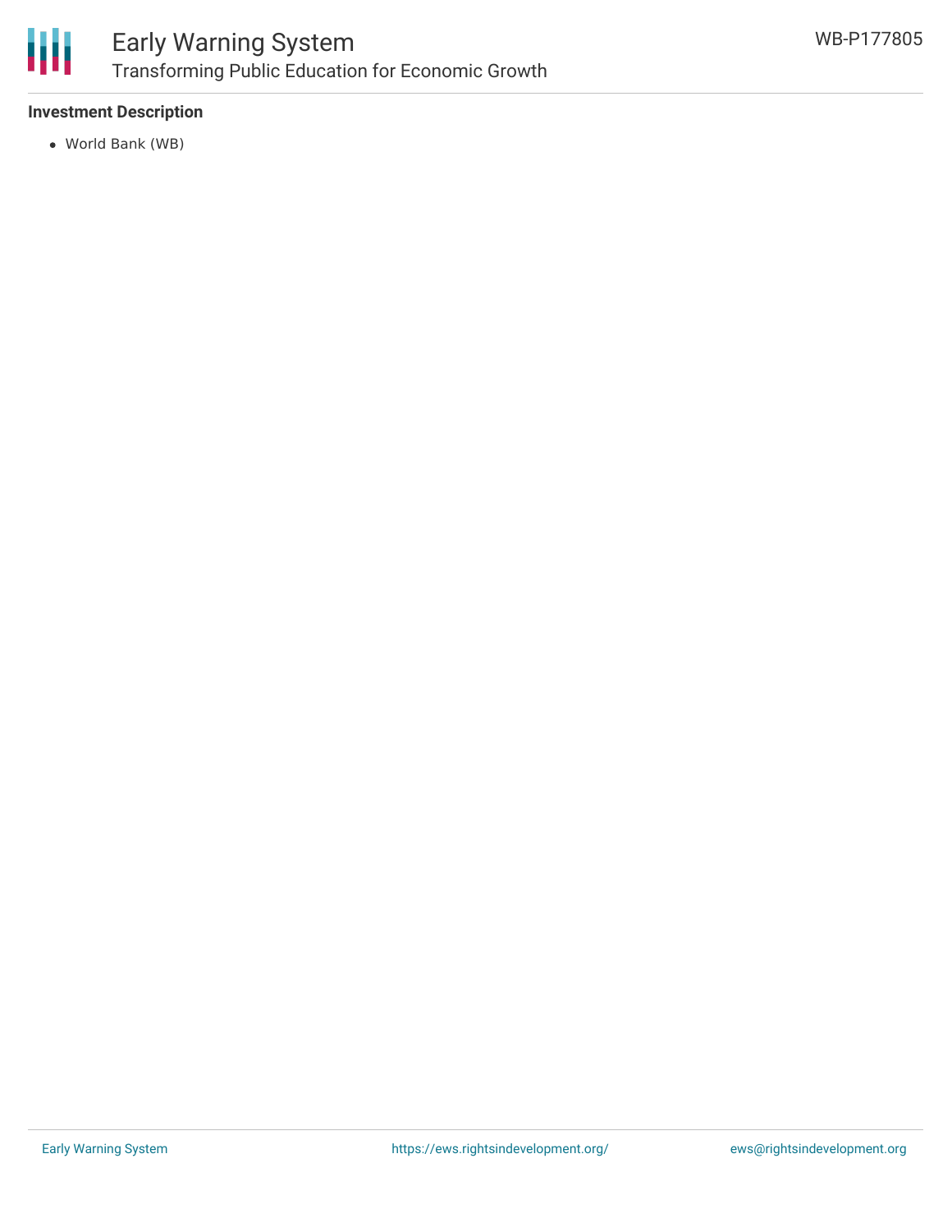**Investment Description**

- World Bank (WB)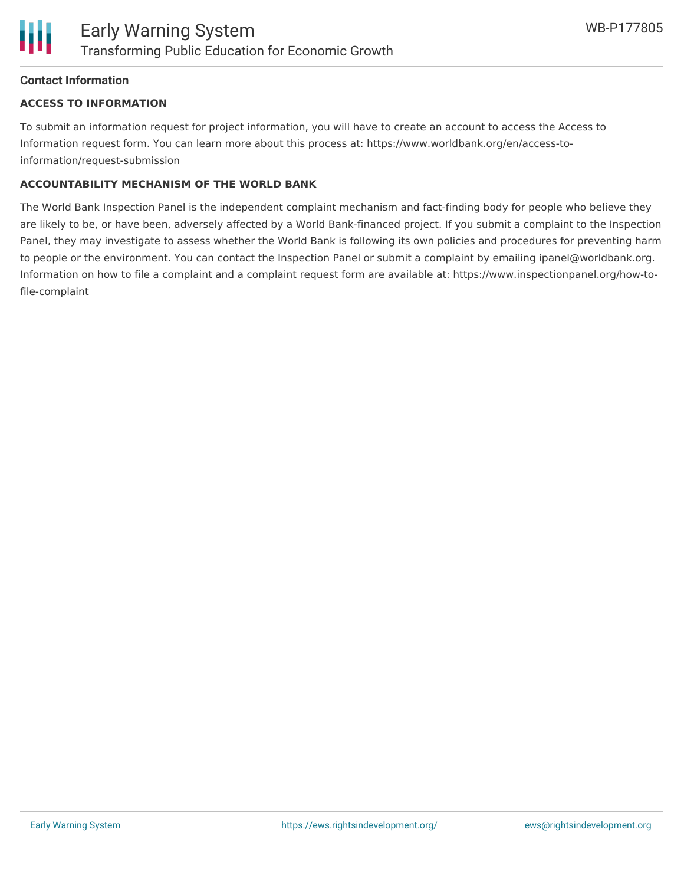## Contact Information

### ACCESS TO INFORMATION

To submit an information request for project information, you will have to create an account to access the Access to Information request form. You can learn more about this process at: https://www.worldbank.org/en/access-to-information/request-submission

### ACCOUNTABILITY MECHANISM OF THE WORLD BANK

The World Bank Inspection Panel is the independent complaint mechanism and fact-finding body for people who believe they are likely to be, or have been, adversely affected by a World Bank-financed project. If you submit a complaint to the Inspection Panel, they may investigate to assess whether the World Bank is following its own policies and procedures for preventing harm to people or the environment. You can contact the Inspection Panel or submit a complaint by emailing ipanel@worldbank.org. Information on how to file a complaint and a complaint request form are available at: https://www.inspectionpanel.org/how-to-file-complaint